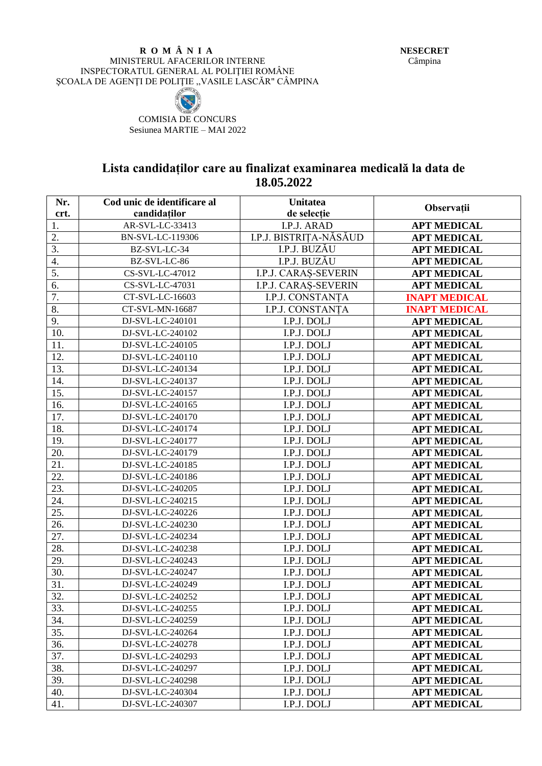**R O M Â N I A**
MINISTERUL AFACERILOR INTERNE
INSPECTORATUL GENERAL AL POLIȚIEI ROMÂNE
ȘCOALA DE AGENȚI DE POLIȚIE ,,VASILE LASCĂR" CÂMPINA

**NESECRET**
Câmpina

COMISIA DE CONCURS
Sesiunea MARTIE – MAI 2022

# Lista candidaților care au finalizat examinarea medicală la data de 18.05.2022

| Nr. crt. | Cod unic de identificare al candidaților | Unitatea de selecție | Observații |
|---|---|---|---|
| 1. | AR-SVL-LC-33413 | I.P.J. ARAD | **APT MEDICAL** |
| 2. | BN-SVL-LC-119306 | I.P.J. BISTRIȚA-NĂSĂUD | **APT MEDICAL** |
| 3. | BZ-SVL-LC-34 | I.P.J. BUZĂU | **APT MEDICAL** |
| 4. | BZ-SVL-LC-86 | I.P.J. BUZĂU | **APT MEDICAL** |
| 5. | CS-SVL-LC-47012 | I.P.J. CARAȘ-SEVERIN | **APT MEDICAL** |
| 6. | CS-SVL-LC-47031 | I.P.J. CARAȘ-SEVERIN | **APT MEDICAL** |
| 7. | CT-SVL-LC-16603 | I.P.J. CONSTANȚA | **INAPT MEDICAL** |
| 8. | CT-SVL-MN-16687 | I.P.J. CONSTANȚA | **INAPT MEDICAL** |
| 9. | DJ-SVL-LC-240101 | I.P.J. DOLJ | **APT MEDICAL** |
| 10. | DJ-SVL-LC-240102 | I.P.J. DOLJ | **APT MEDICAL** |
| 11. | DJ-SVL-LC-240105 | I.P.J. DOLJ | **APT MEDICAL** |
| 12. | DJ-SVL-LC-240110 | I.P.J. DOLJ | **APT MEDICAL** |
| 13. | DJ-SVL-LC-240134 | I.P.J. DOLJ | **APT MEDICAL** |
| 14. | DJ-SVL-LC-240137 | I.P.J. DOLJ | **APT MEDICAL** |
| 15. | DJ-SVL-LC-240157 | I.P.J. DOLJ | **APT MEDICAL** |
| 16. | DJ-SVL-LC-240165 | I.P.J. DOLJ | **APT MEDICAL** |
| 17. | DJ-SVL-LC-240170 | I.P.J. DOLJ | **APT MEDICAL** |
| 18. | DJ-SVL-LC-240174 | I.P.J. DOLJ | **APT MEDICAL** |
| 19. | DJ-SVL-LC-240177 | I.P.J. DOLJ | **APT MEDICAL** |
| 20. | DJ-SVL-LC-240179 | I.P.J. DOLJ | **APT MEDICAL** |
| 21. | DJ-SVL-LC-240185 | I.P.J. DOLJ | **APT MEDICAL** |
| 22. | DJ-SVL-LC-240186 | I.P.J. DOLJ | **APT MEDICAL** |
| 23. | DJ-SVL-LC-240205 | I.P.J. DOLJ | **APT MEDICAL** |
| 24. | DJ-SVL-LC-240215 | I.P.J. DOLJ | **APT MEDICAL** |
| 25. | DJ-SVL-LC-240226 | I.P.J. DOLJ | **APT MEDICAL** |
| 26. | DJ-SVL-LC-240230 | I.P.J. DOLJ | **APT MEDICAL** |
| 27. | DJ-SVL-LC-240234 | I.P.J. DOLJ | **APT MEDICAL** |
| 28. | DJ-SVL-LC-240238 | I.P.J. DOLJ | **APT MEDICAL** |
| 29. | DJ-SVL-LC-240243 | I.P.J. DOLJ | **APT MEDICAL** |
| 30. | DJ-SVL-LC-240247 | I.P.J. DOLJ | **APT MEDICAL** |
| 31. | DJ-SVL-LC-240249 | I.P.J. DOLJ | **APT MEDICAL** |
| 32. | DJ-SVL-LC-240252 | I.P.J. DOLJ | **APT MEDICAL** |
| 33. | DJ-SVL-LC-240255 | I.P.J. DOLJ | **APT MEDICAL** |
| 34. | DJ-SVL-LC-240259 | I.P.J. DOLJ | **APT MEDICAL** |
| 35. | DJ-SVL-LC-240264 | I.P.J. DOLJ | **APT MEDICAL** |
| 36. | DJ-SVL-LC-240278 | I.P.J. DOLJ | **APT MEDICAL** |
| 37. | DJ-SVL-LC-240293 | I.P.J. DOLJ | **APT MEDICAL** |
| 38. | DJ-SVL-LC-240297 | I.P.J. DOLJ | **APT MEDICAL** |
| 39. | DJ-SVL-LC-240298 | I.P.J. DOLJ | **APT MEDICAL** |
| 40. | DJ-SVL-LC-240304 | I.P.J. DOLJ | **APT MEDICAL** |
| 41. | DJ-SVL-LC-240307 | I.P.J. DOLJ | **APT MEDICAL** |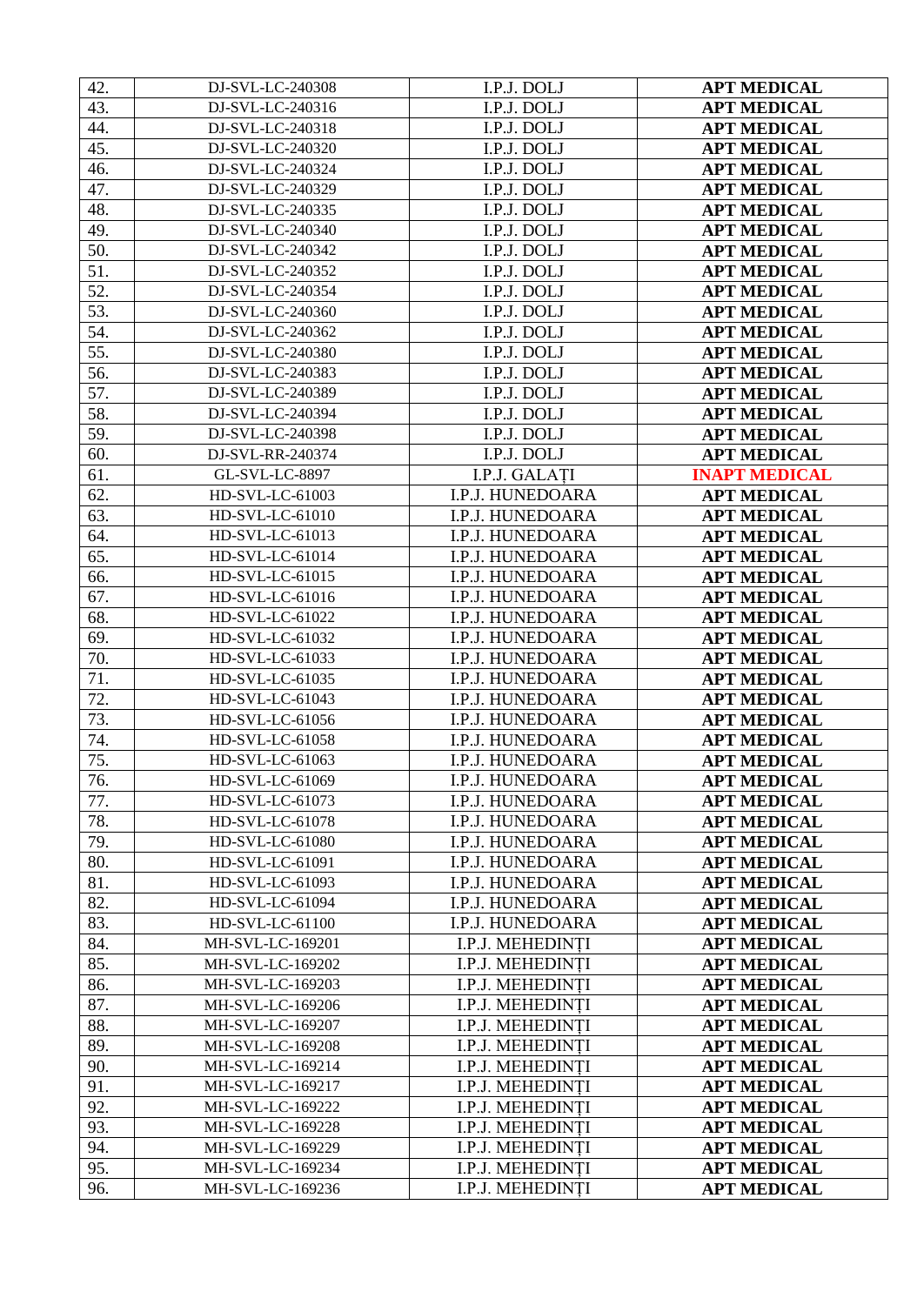| 42. | DJ-SVL-LC-240308 | I.P.J. DOLJ | **APT MEDICAL** |
|---|---|---|---|
| 43. | DJ-SVL-LC-240316 | I.P.J. DOLJ | **APT MEDICAL** |
| 44. | DJ-SVL-LC-240318 | I.P.J. DOLJ | **APT MEDICAL** |
| 45. | DJ-SVL-LC-240320 | I.P.J. DOLJ | **APT MEDICAL** |
| 46. | DJ-SVL-LC-240324 | I.P.J. DOLJ | **APT MEDICAL** |
| 47. | DJ-SVL-LC-240329 | I.P.J. DOLJ | **APT MEDICAL** |
| 48. | DJ-SVL-LC-240335 | I.P.J. DOLJ | **APT MEDICAL** |
| 49. | DJ-SVL-LC-240340 | I.P.J. DOLJ | **APT MEDICAL** |
| 50. | DJ-SVL-LC-240342 | I.P.J. DOLJ | **APT MEDICAL** |
| 51. | DJ-SVL-LC-240352 | I.P.J. DOLJ | **APT MEDICAL** |
| 52. | DJ-SVL-LC-240354 | I.P.J. DOLJ | **APT MEDICAL** |
| 53. | DJ-SVL-LC-240360 | I.P.J. DOLJ | **APT MEDICAL** |
| 54. | DJ-SVL-LC-240362 | I.P.J. DOLJ | **APT MEDICAL** |
| 55. | DJ-SVL-LC-240380 | I.P.J. DOLJ | **APT MEDICAL** |
| 56. | DJ-SVL-LC-240383 | I.P.J. DOLJ | **APT MEDICAL** |
| 57. | DJ-SVL-LC-240389 | I.P.J. DOLJ | **APT MEDICAL** |
| 58. | DJ-SVL-LC-240394 | I.P.J. DOLJ | **APT MEDICAL** |
| 59. | DJ-SVL-LC-240398 | I.P.J. DOLJ | **APT MEDICAL** |
| 60. | DJ-SVL-RR-240374 | I.P.J. DOLJ | **APT MEDICAL** |
| 61. | GL-SVL-LC-8897 | I.P.J. GALAȚI | **INAPT MEDICAL** |
| 62. | HD-SVL-LC-61003 | I.P.J. HUNEDOARA | **APT MEDICAL** |
| 63. | HD-SVL-LC-61010 | I.P.J. HUNEDOARA | **APT MEDICAL** |
| 64. | HD-SVL-LC-61013 | I.P.J. HUNEDOARA | **APT MEDICAL** |
| 65. | HD-SVL-LC-61014 | I.P.J. HUNEDOARA | **APT MEDICAL** |
| 66. | HD-SVL-LC-61015 | I.P.J. HUNEDOARA | **APT MEDICAL** |
| 67. | HD-SVL-LC-61016 | I.P.J. HUNEDOARA | **APT MEDICAL** |
| 68. | HD-SVL-LC-61022 | I.P.J. HUNEDOARA | **APT MEDICAL** |
| 69. | HD-SVL-LC-61032 | I.P.J. HUNEDOARA | **APT MEDICAL** |
| 70. | HD-SVL-LC-61033 | I.P.J. HUNEDOARA | **APT MEDICAL** |
| 71. | HD-SVL-LC-61035 | I.P.J. HUNEDOARA | **APT MEDICAL** |
| 72. | HD-SVL-LC-61043 | I.P.J. HUNEDOARA | **APT MEDICAL** |
| 73. | HD-SVL-LC-61056 | I.P.J. HUNEDOARA | **APT MEDICAL** |
| 74. | HD-SVL-LC-61058 | I.P.J. HUNEDOARA | **APT MEDICAL** |
| 75. | HD-SVL-LC-61063 | I.P.J. HUNEDOARA | **APT MEDICAL** |
| 76. | HD-SVL-LC-61069 | I.P.J. HUNEDOARA | **APT MEDICAL** |
| 77. | HD-SVL-LC-61073 | I.P.J. HUNEDOARA | **APT MEDICAL** |
| 78. | HD-SVL-LC-61078 | I.P.J. HUNEDOARA | **APT MEDICAL** |
| 79. | HD-SVL-LC-61080 | I.P.J. HUNEDOARA | **APT MEDICAL** |
| 80. | HD-SVL-LC-61091 | I.P.J. HUNEDOARA | **APT MEDICAL** |
| 81. | HD-SVL-LC-61093 | I.P.J. HUNEDOARA | **APT MEDICAL** |
| 82. | HD-SVL-LC-61094 | I.P.J. HUNEDOARA | **APT MEDICAL** |
| 83. | HD-SVL-LC-61100 | I.P.J. HUNEDOARA | **APT MEDICAL** |
| 84. | MH-SVL-LC-169201 | I.P.J. MEHEDINȚI | **APT MEDICAL** |
| 85. | MH-SVL-LC-169202 | I.P.J. MEHEDINȚI | **APT MEDICAL** |
| 86. | MH-SVL-LC-169203 | I.P.J. MEHEDINȚI | **APT MEDICAL** |
| 87. | MH-SVL-LC-169206 | I.P.J. MEHEDINȚI | **APT MEDICAL** |
| 88. | MH-SVL-LC-169207 | I.P.J. MEHEDINȚI | **APT MEDICAL** |
| 89. | MH-SVL-LC-169208 | I.P.J. MEHEDINȚI | **APT MEDICAL** |
| 90. | MH-SVL-LC-169214 | I.P.J. MEHEDINȚI | **APT MEDICAL** |
| 91. | MH-SVL-LC-169217 | I.P.J. MEHEDINȚI | **APT MEDICAL** |
| 92. | MH-SVL-LC-169222 | I.P.J. MEHEDINȚI | **APT MEDICAL** |
| 93. | MH-SVL-LC-169228 | I.P.J. MEHEDINȚI | **APT MEDICAL** |
| 94. | MH-SVL-LC-169229 | I.P.J. MEHEDINȚI | **APT MEDICAL** |
| 95. | MH-SVL-LC-169234 | I.P.J. MEHEDINȚI | **APT MEDICAL** |
| 96. | MH-SVL-LC-169236 | I.P.J. MEHEDINȚI | **APT MEDICAL** |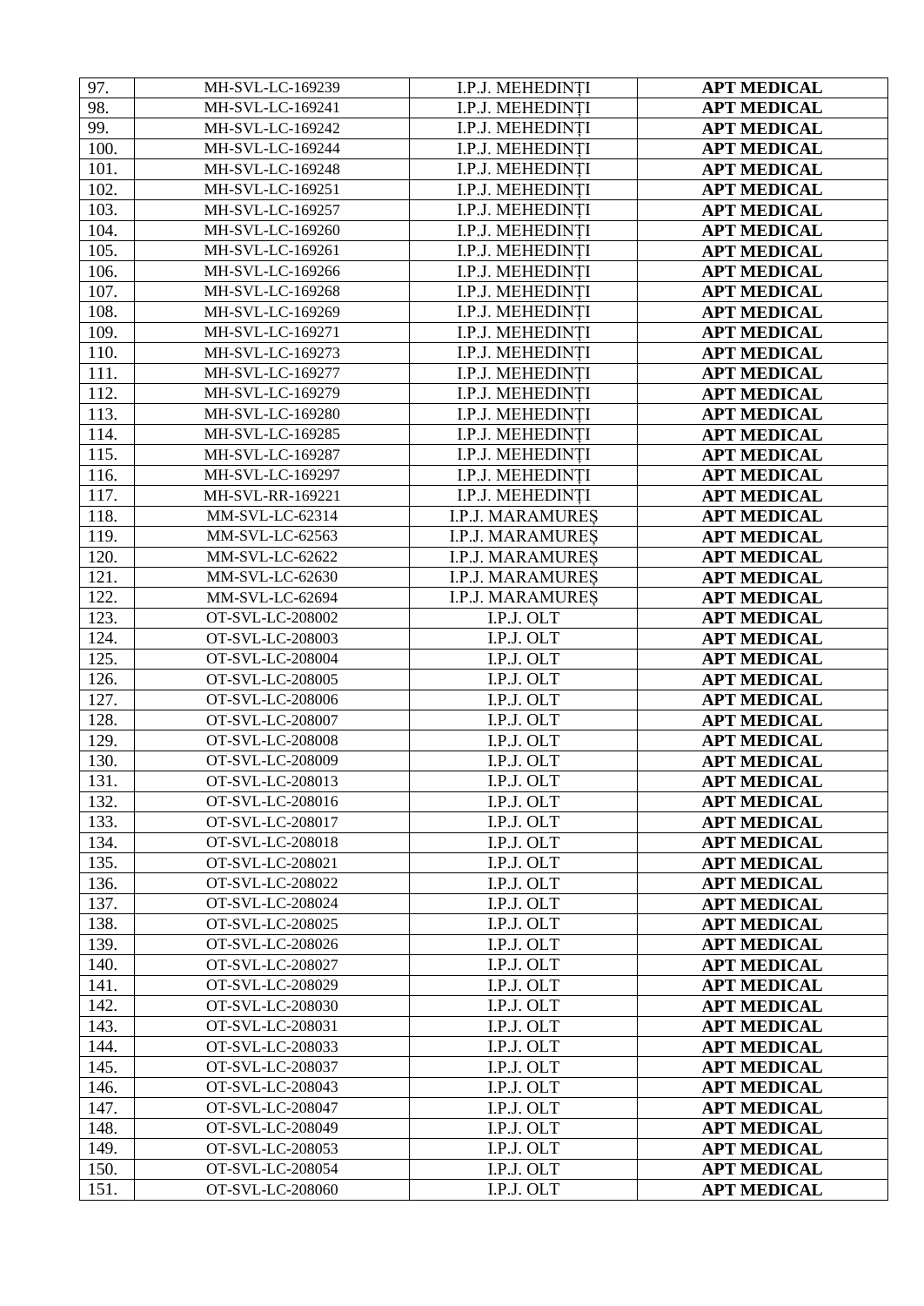| | | | |
|---|---|---|---|
| 97. | MH-SVL-LC-169239 | I.P.J. MEHEDINȚI | **APT MEDICAL** |
| 98. | MH-SVL-LC-169241 | I.P.J. MEHEDINȚI | **APT MEDICAL** |
| 99. | MH-SVL-LC-169242 | I.P.J. MEHEDINȚI | **APT MEDICAL** |
| 100. | MH-SVL-LC-169244 | I.P.J. MEHEDINȚI | **APT MEDICAL** |
| 101. | MH-SVL-LC-169248 | I.P.J. MEHEDINȚI | **APT MEDICAL** |
| 102. | MH-SVL-LC-169251 | I.P.J. MEHEDINȚI | **APT MEDICAL** |
| 103. | MH-SVL-LC-169257 | I.P.J. MEHEDINȚI | **APT MEDICAL** |
| 104. | MH-SVL-LC-169260 | I.P.J. MEHEDINȚI | **APT MEDICAL** |
| 105. | MH-SVL-LC-169261 | I.P.J. MEHEDINȚI | **APT MEDICAL** |
| 106. | MH-SVL-LC-169266 | I.P.J. MEHEDINȚI | **APT MEDICAL** |
| 107. | MH-SVL-LC-169268 | I.P.J. MEHEDINȚI | **APT MEDICAL** |
| 108. | MH-SVL-LC-169269 | I.P.J. MEHEDINȚI | **APT MEDICAL** |
| 109. | MH-SVL-LC-169271 | I.P.J. MEHEDINȚI | **APT MEDICAL** |
| 110. | MH-SVL-LC-169273 | I.P.J. MEHEDINȚI | **APT MEDICAL** |
| 111. | MH-SVL-LC-169277 | I.P.J. MEHEDINȚI | **APT MEDICAL** |
| 112. | MH-SVL-LC-169279 | I.P.J. MEHEDINȚI | **APT MEDICAL** |
| 113. | MH-SVL-LC-169280 | I.P.J. MEHEDINȚI | **APT MEDICAL** |
| 114. | MH-SVL-LC-169285 | I.P.J. MEHEDINȚI | **APT MEDICAL** |
| 115. | MH-SVL-LC-169287 | I.P.J. MEHEDINȚI | **APT MEDICAL** |
| 116. | MH-SVL-LC-169297 | I.P.J. MEHEDINȚI | **APT MEDICAL** |
| 117. | MH-SVL-RR-169221 | I.P.J. MEHEDINȚI | **APT MEDICAL** |
| 118. | MM-SVL-LC-62314 | I.P.J. MARAMUREȘ | **APT MEDICAL** |
| 119. | MM-SVL-LC-62563 | I.P.J. MARAMUREȘ | **APT MEDICAL** |
| 120. | MM-SVL-LC-62622 | I.P.J. MARAMUREȘ | **APT MEDICAL** |
| 121. | MM-SVL-LC-62630 | I.P.J. MARAMUREȘ | **APT MEDICAL** |
| 122. | MM-SVL-LC-62694 | I.P.J. MARAMUREȘ | **APT MEDICAL** |
| 123. | OT-SVL-LC-208002 | I.P.J. OLT | **APT MEDICAL** |
| 124. | OT-SVL-LC-208003 | I.P.J. OLT | **APT MEDICAL** |
| 125. | OT-SVL-LC-208004 | I.P.J. OLT | **APT MEDICAL** |
| 126. | OT-SVL-LC-208005 | I.P.J. OLT | **APT MEDICAL** |
| 127. | OT-SVL-LC-208006 | I.P.J. OLT | **APT MEDICAL** |
| 128. | OT-SVL-LC-208007 | I.P.J. OLT | **APT MEDICAL** |
| 129. | OT-SVL-LC-208008 | I.P.J. OLT | **APT MEDICAL** |
| 130. | OT-SVL-LC-208009 | I.P.J. OLT | **APT MEDICAL** |
| 131. | OT-SVL-LC-208013 | I.P.J. OLT | **APT MEDICAL** |
| 132. | OT-SVL-LC-208016 | I.P.J. OLT | **APT MEDICAL** |
| 133. | OT-SVL-LC-208017 | I.P.J. OLT | **APT MEDICAL** |
| 134. | OT-SVL-LC-208018 | I.P.J. OLT | **APT MEDICAL** |
| 135. | OT-SVL-LC-208021 | I.P.J. OLT | **APT MEDICAL** |
| 136. | OT-SVL-LC-208022 | I.P.J. OLT | **APT MEDICAL** |
| 137. | OT-SVL-LC-208024 | I.P.J. OLT | **APT MEDICAL** |
| 138. | OT-SVL-LC-208025 | I.P.J. OLT | **APT MEDICAL** |
| 139. | OT-SVL-LC-208026 | I.P.J. OLT | **APT MEDICAL** |
| 140. | OT-SVL-LC-208027 | I.P.J. OLT | **APT MEDICAL** |
| 141. | OT-SVL-LC-208029 | I.P.J. OLT | **APT MEDICAL** |
| 142. | OT-SVL-LC-208030 | I.P.J. OLT | **APT MEDICAL** |
| 143. | OT-SVL-LC-208031 | I.P.J. OLT | **APT MEDICAL** |
| 144. | OT-SVL-LC-208033 | I.P.J. OLT | **APT MEDICAL** |
| 145. | OT-SVL-LC-208037 | I.P.J. OLT | **APT MEDICAL** |
| 146. | OT-SVL-LC-208043 | I.P.J. OLT | **APT MEDICAL** |
| 147. | OT-SVL-LC-208047 | I.P.J. OLT | **APT MEDICAL** |
| 148. | OT-SVL-LC-208049 | I.P.J. OLT | **APT MEDICAL** |
| 149. | OT-SVL-LC-208053 | I.P.J. OLT | **APT MEDICAL** |
| 150. | OT-SVL-LC-208054 | I.P.J. OLT | **APT MEDICAL** |
| 151. | OT-SVL-LC-208060 | I.P.J. OLT | **APT MEDICAL** |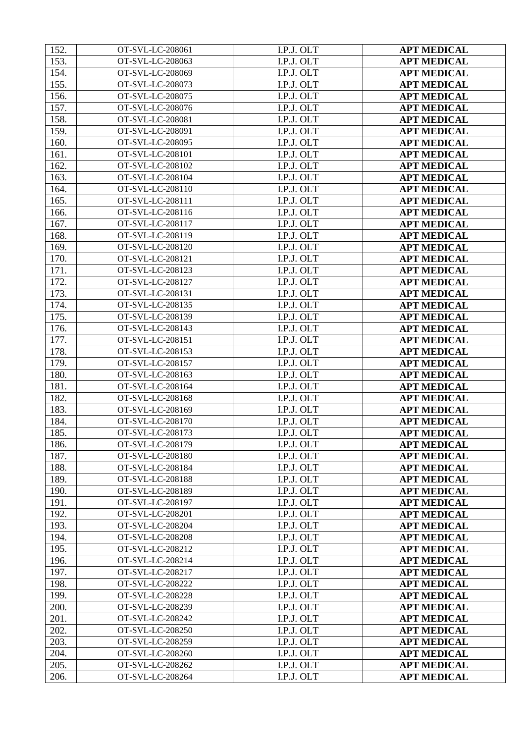| 152. | OT-SVL-LC-208061 | I.P.J. OLT | **APT MEDICAL** |
|---|---|---|---|
| 153. | OT-SVL-LC-208063 | I.P.J. OLT | **APT MEDICAL** |
| 154. | OT-SVL-LC-208069 | I.P.J. OLT | **APT MEDICAL** |
| 155. | OT-SVL-LC-208073 | I.P.J. OLT | **APT MEDICAL** |
| 156. | OT-SVL-LC-208075 | I.P.J. OLT | **APT MEDICAL** |
| 157. | OT-SVL-LC-208076 | I.P.J. OLT | **APT MEDICAL** |
| 158. | OT-SVL-LC-208081 | I.P.J. OLT | **APT MEDICAL** |
| 159. | OT-SVL-LC-208091 | I.P.J. OLT | **APT MEDICAL** |
| 160. | OT-SVL-LC-208095 | I.P.J. OLT | **APT MEDICAL** |
| 161. | OT-SVL-LC-208101 | I.P.J. OLT | **APT MEDICAL** |
| 162. | OT-SVL-LC-208102 | I.P.J. OLT | **APT MEDICAL** |
| 163. | OT-SVL-LC-208104 | I.P.J. OLT | **APT MEDICAL** |
| 164. | OT-SVL-LC-208110 | I.P.J. OLT | **APT MEDICAL** |
| 165. | OT-SVL-LC-208111 | I.P.J. OLT | **APT MEDICAL** |
| 166. | OT-SVL-LC-208116 | I.P.J. OLT | **APT MEDICAL** |
| 167. | OT-SVL-LC-208117 | I.P.J. OLT | **APT MEDICAL** |
| 168. | OT-SVL-LC-208119 | I.P.J. OLT | **APT MEDICAL** |
| 169. | OT-SVL-LC-208120 | I.P.J. OLT | **APT MEDICAL** |
| 170. | OT-SVL-LC-208121 | I.P.J. OLT | **APT MEDICAL** |
| 171. | OT-SVL-LC-208123 | I.P.J. OLT | **APT MEDICAL** |
| 172. | OT-SVL-LC-208127 | I.P.J. OLT | **APT MEDICAL** |
| 173. | OT-SVL-LC-208131 | I.P.J. OLT | **APT MEDICAL** |
| 174. | OT-SVL-LC-208135 | I.P.J. OLT | **APT MEDICAL** |
| 175. | OT-SVL-LC-208139 | I.P.J. OLT | **APT MEDICAL** |
| 176. | OT-SVL-LC-208143 | I.P.J. OLT | **APT MEDICAL** |
| 177. | OT-SVL-LC-208151 | I.P.J. OLT | **APT MEDICAL** |
| 178. | OT-SVL-LC-208153 | I.P.J. OLT | **APT MEDICAL** |
| 179. | OT-SVL-LC-208157 | I.P.J. OLT | **APT MEDICAL** |
| 180. | OT-SVL-LC-208163 | I.P.J. OLT | **APT MEDICAL** |
| 181. | OT-SVL-LC-208164 | I.P.J. OLT | **APT MEDICAL** |
| 182. | OT-SVL-LC-208168 | I.P.J. OLT | **APT MEDICAL** |
| 183. | OT-SVL-LC-208169 | I.P.J. OLT | **APT MEDICAL** |
| 184. | OT-SVL-LC-208170 | I.P.J. OLT | **APT MEDICAL** |
| 185. | OT-SVL-LC-208173 | I.P.J. OLT | **APT MEDICAL** |
| 186. | OT-SVL-LC-208179 | I.P.J. OLT | **APT MEDICAL** |
| 187. | OT-SVL-LC-208180 | I.P.J. OLT | **APT MEDICAL** |
| 188. | OT-SVL-LC-208184 | I.P.J. OLT | **APT MEDICAL** |
| 189. | OT-SVL-LC-208188 | I.P.J. OLT | **APT MEDICAL** |
| 190. | OT-SVL-LC-208189 | I.P.J. OLT | **APT MEDICAL** |
| 191. | OT-SVL-LC-208197 | I.P.J. OLT | **APT MEDICAL** |
| 192. | OT-SVL-LC-208201 | I.P.J. OLT | **APT MEDICAL** |
| 193. | OT-SVL-LC-208204 | I.P.J. OLT | **APT MEDICAL** |
| 194. | OT-SVL-LC-208208 | I.P.J. OLT | **APT MEDICAL** |
| 195. | OT-SVL-LC-208212 | I.P.J. OLT | **APT MEDICAL** |
| 196. | OT-SVL-LC-208214 | I.P.J. OLT | **APT MEDICAL** |
| 197. | OT-SVL-LC-208217 | I.P.J. OLT | **APT MEDICAL** |
| 198. | OT-SVL-LC-208222 | I.P.J. OLT | **APT MEDICAL** |
| 199. | OT-SVL-LC-208228 | I.P.J. OLT | **APT MEDICAL** |
| 200. | OT-SVL-LC-208239 | I.P.J. OLT | **APT MEDICAL** |
| 201. | OT-SVL-LC-208242 | I.P.J. OLT | **APT MEDICAL** |
| 202. | OT-SVL-LC-208250 | I.P.J. OLT | **APT MEDICAL** |
| 203. | OT-SVL-LC-208259 | I.P.J. OLT | **APT MEDICAL** |
| 204. | OT-SVL-LC-208260 | I.P.J. OLT | **APT MEDICAL** |
| 205. | OT-SVL-LC-208262 | I.P.J. OLT | **APT MEDICAL** |
| 206. | OT-SVL-LC-208264 | I.P.J. OLT | **APT MEDICAL** |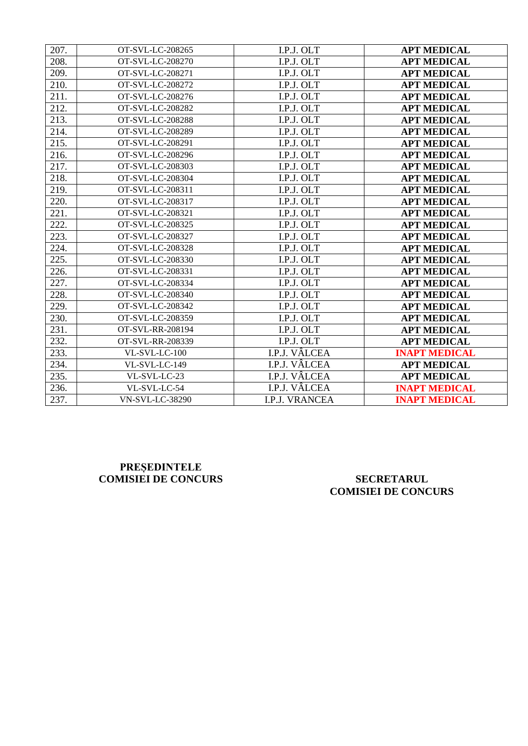| | | | |
|---|---|---|---|
| 207. | OT-SVL-LC-208265 | I.P.J. OLT | **APT MEDICAL** |
| 208. | OT-SVL-LC-208270 | I.P.J. OLT | **APT MEDICAL** |
| 209. | OT-SVL-LC-208271 | I.P.J. OLT | **APT MEDICAL** |
| 210. | OT-SVL-LC-208272 | I.P.J. OLT | **APT MEDICAL** |
| 211. | OT-SVL-LC-208276 | I.P.J. OLT | **APT MEDICAL** |
| 212. | OT-SVL-LC-208282 | I.P.J. OLT | **APT MEDICAL** |
| 213. | OT-SVL-LC-208288 | I.P.J. OLT | **APT MEDICAL** |
| 214. | OT-SVL-LC-208289 | I.P.J. OLT | **APT MEDICAL** |
| 215. | OT-SVL-LC-208291 | I.P.J. OLT | **APT MEDICAL** |
| 216. | OT-SVL-LC-208296 | I.P.J. OLT | **APT MEDICAL** |
| 217. | OT-SVL-LC-208303 | I.P.J. OLT | **APT MEDICAL** |
| 218. | OT-SVL-LC-208304 | I.P.J. OLT | **APT MEDICAL** |
| 219. | OT-SVL-LC-208311 | I.P.J. OLT | **APT MEDICAL** |
| 220. | OT-SVL-LC-208317 | I.P.J. OLT | **APT MEDICAL** |
| 221. | OT-SVL-LC-208321 | I.P.J. OLT | **APT MEDICAL** |
| 222. | OT-SVL-LC-208325 | I.P.J. OLT | **APT MEDICAL** |
| 223. | OT-SVL-LC-208327 | I.P.J. OLT | **APT MEDICAL** |
| 224. | OT-SVL-LC-208328 | I.P.J. OLT | **APT MEDICAL** |
| 225. | OT-SVL-LC-208330 | I.P.J. OLT | **APT MEDICAL** |
| 226. | OT-SVL-LC-208331 | I.P.J. OLT | **APT MEDICAL** |
| 227. | OT-SVL-LC-208334 | I.P.J. OLT | **APT MEDICAL** |
| 228. | OT-SVL-LC-208340 | I.P.J. OLT | **APT MEDICAL** |
| 229. | OT-SVL-LC-208342 | I.P.J. OLT | **APT MEDICAL** |
| 230. | OT-SVL-LC-208359 | I.P.J. OLT | **APT MEDICAL** |
| 231. | OT-SVL-RR-208194 | I.P.J. OLT | **APT MEDICAL** |
| 232. | OT-SVL-RR-208339 | I.P.J. OLT | **APT MEDICAL** |
| 233. | VL-SVL-LC-100 | I.P.J. VÂLCEA | **INAPT MEDICAL** |
| 234. | VL-SVL-LC-149 | I.P.J. VÂLCEA | **APT MEDICAL** |
| 235. | VL-SVL-LC-23 | I.P.J. VÂLCEA | **APT MEDICAL** |
| 236. | VL-SVL-LC-54 | I.P.J. VÂLCEA | **INAPT MEDICAL** |
| 237. | VN-SVL-LC-38290 | I.P.J. VRANCEA | **INAPT MEDICAL** |

**PREȘEDINTELE**
**COMISIEI DE CONCURS**

**SECRETARUL**
**COMISIEI DE CONCURS**